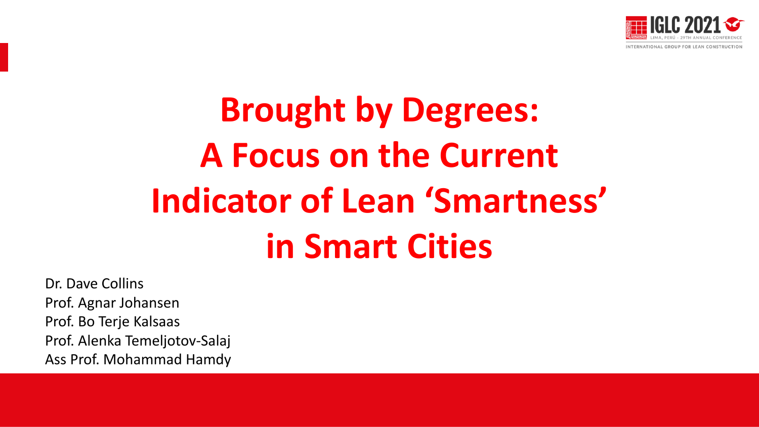# Brought by Degrees: A Focus on the Current Indicator of Lean 'Smartness' in Smart Cities

Dr. Dave Collins
Prof. Agnar Johansen
Prof. Bo Terje Kalsaas
Prof. Alenka Temeljotov-Salaj
Ass Prof. Mohammad Hamdy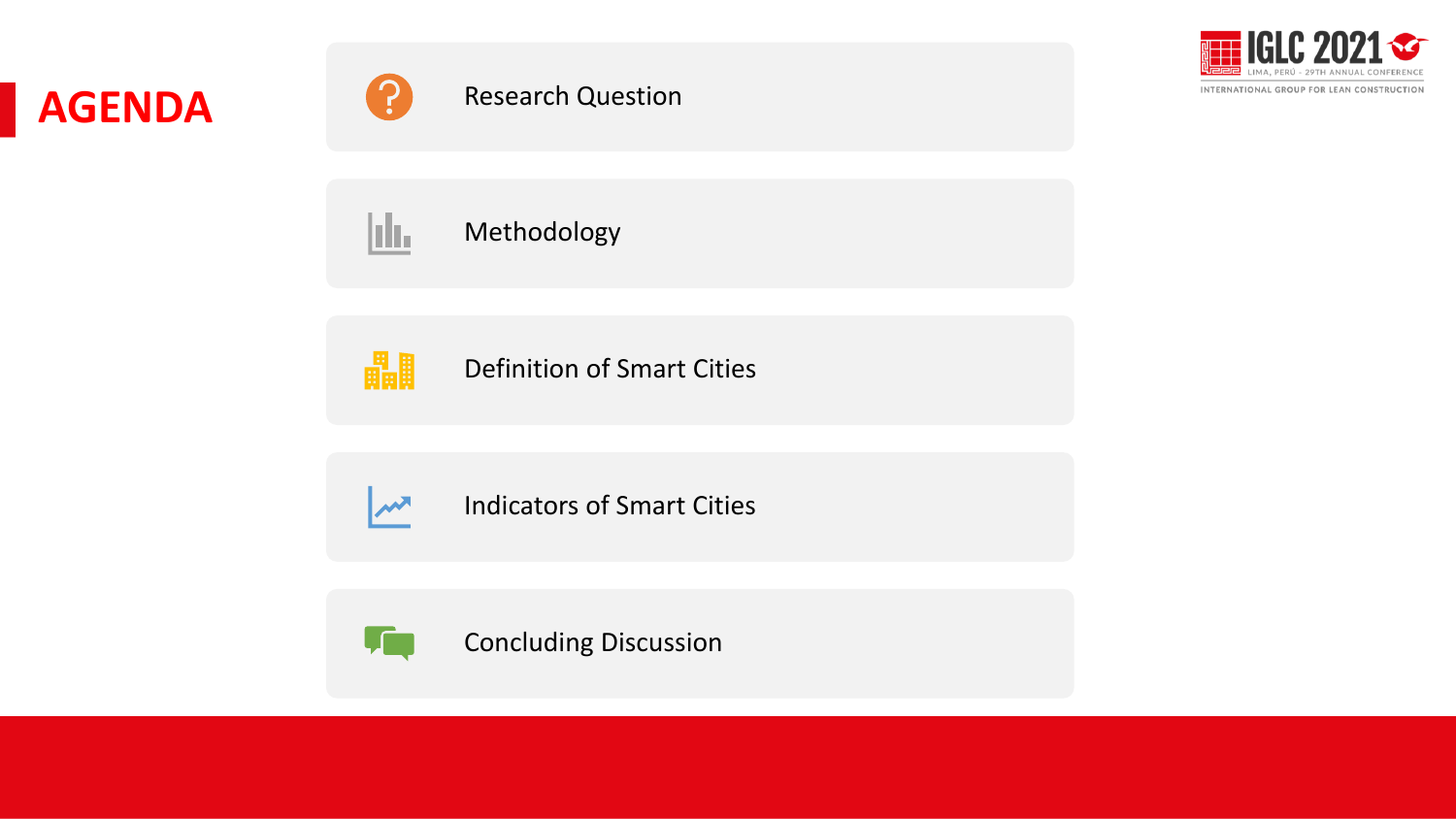# AGENDA

- Research Question
- Methodology
- Definition of Smart Cities
- Indicators of Smart Cities
- Concluding Discussion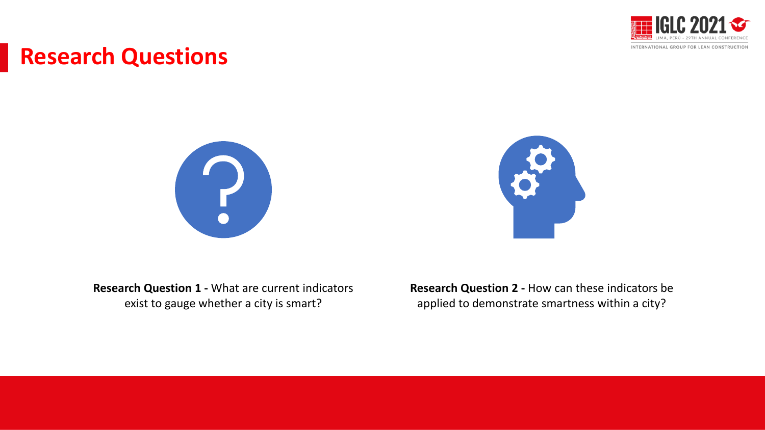# Research Questions

**Research Question 1 -** What are current indicators exist to gauge whether a city is smart?

**Research Question 2 -** How can these indicators be applied to demonstrate smartness within a city?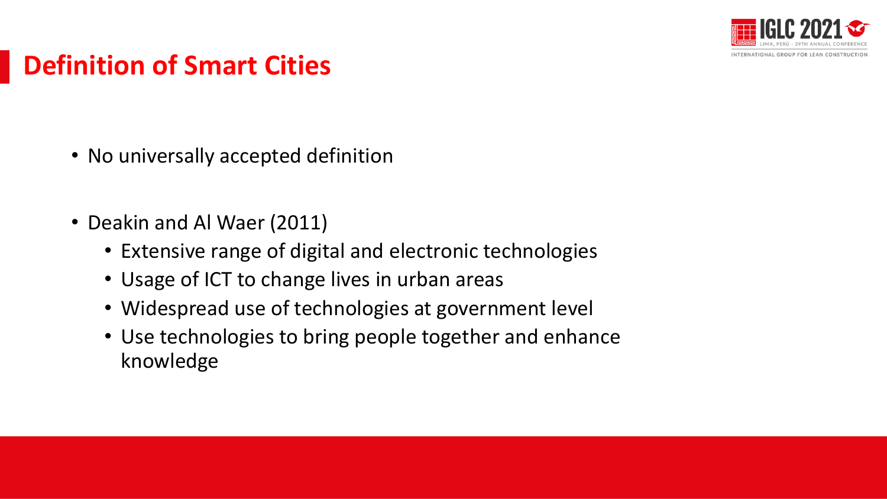# Definition of Smart Cities

- No universally accepted definition
- Deakin and Al Waer (2011)
  - Extensive range of digital and electronic technologies
  - Usage of ICT to change lives in urban areas
  - Widespread use of technologies at government level
  - Use technologies to bring people together and enhance knowledge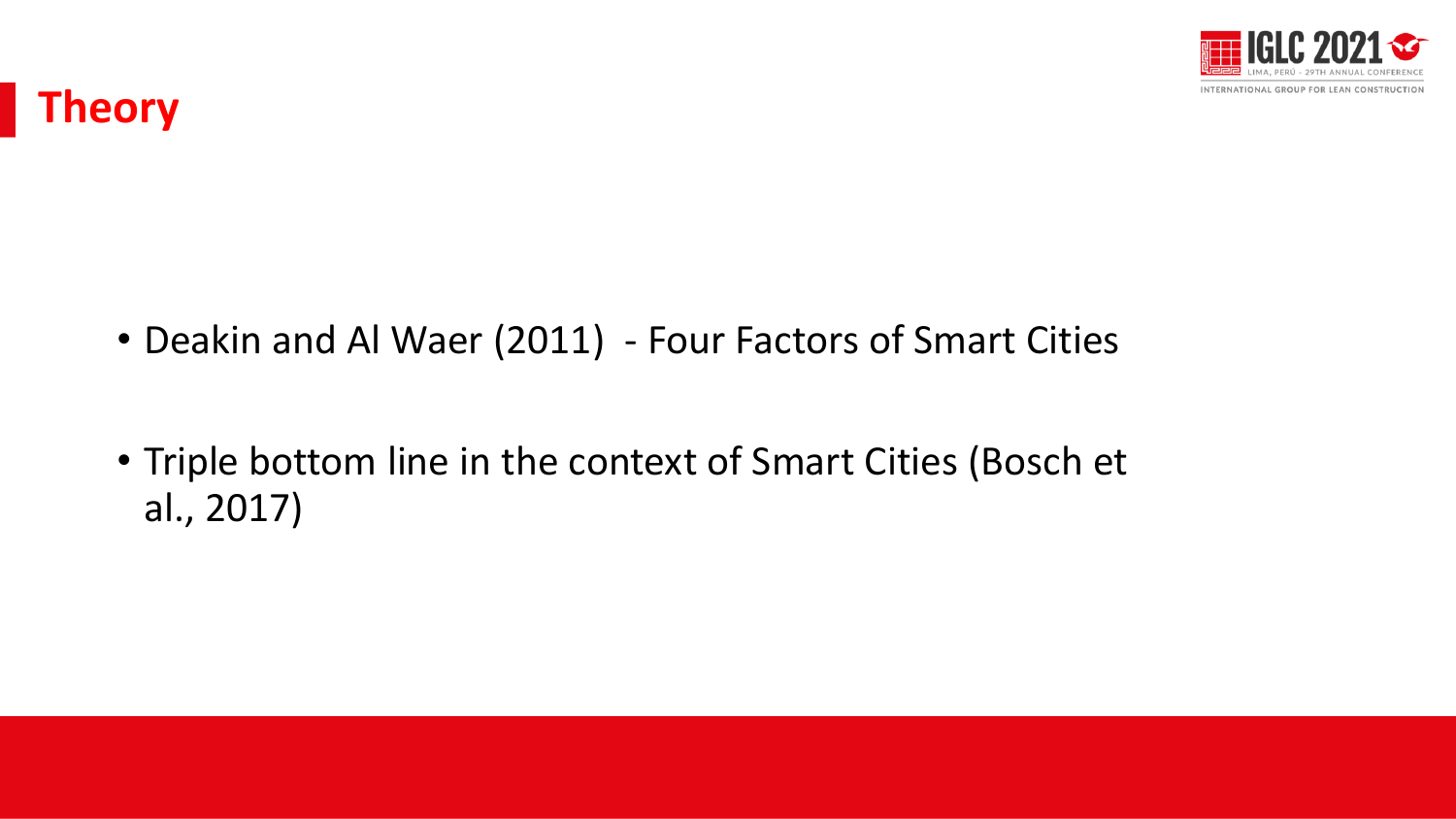# Theory

- Deakin and Al Waer (2011)  - Four Factors of Smart Cities
- Triple bottom line in the context of Smart Cities (Bosch et al., 2017)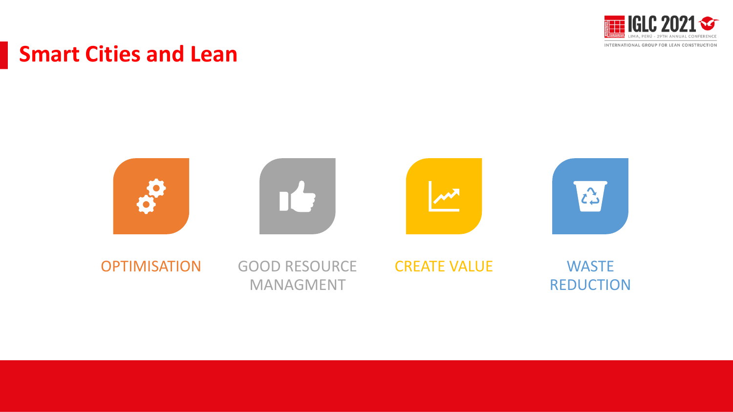## Smart Cities and Lean

- OPTIMISATION
- GOOD RESOURCE MANAGMENT
- CREATE VALUE
- WASTE REDUCTION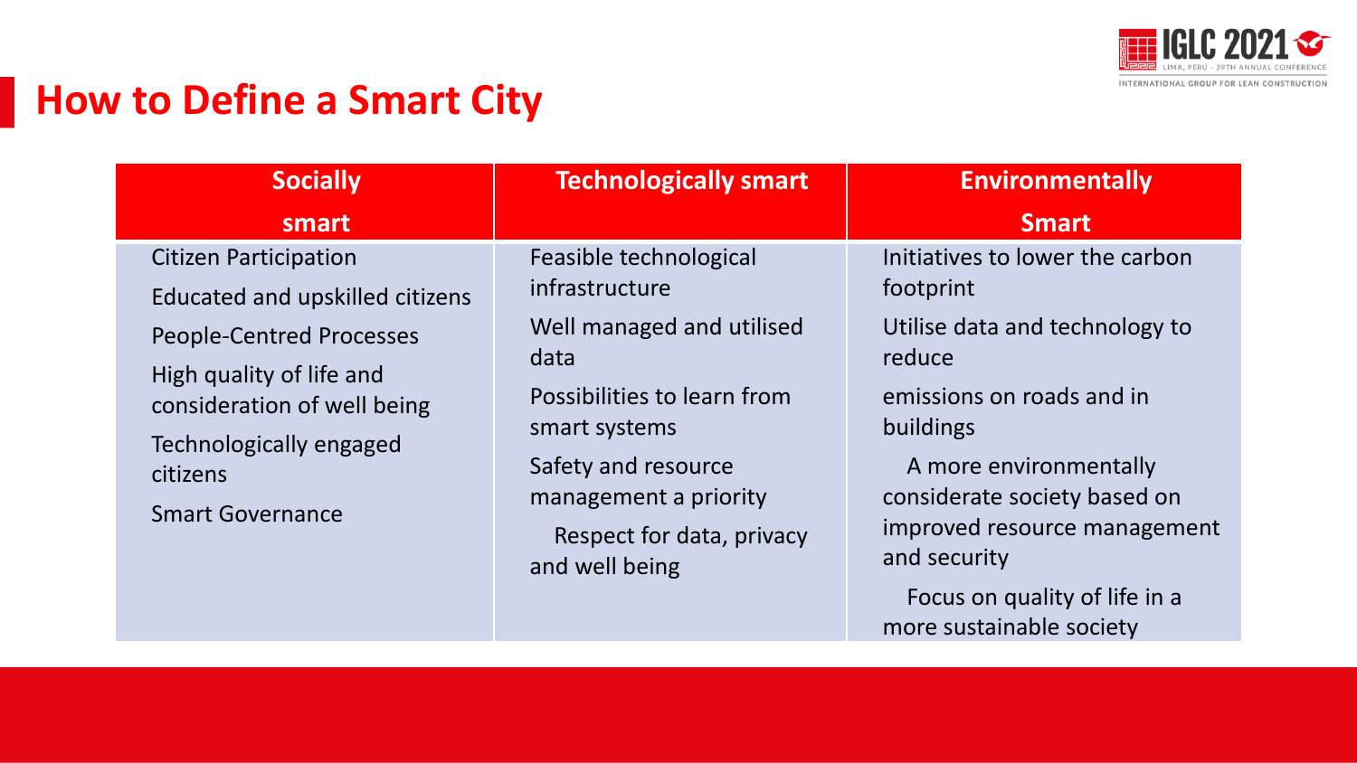# How to Define a Smart City

| Socially smart | Technologically smart | Environmentally Smart |
|---|---|---|
| Citizen Participation<br>Educated and upskilled citizens<br>People-Centred Processes<br>High quality of life and consideration of well being<br>Technologically engaged citizens<br>Smart Governance | Feasible technological infrastructure<br>Well managed and utilised data<br>Possibilities to learn from smart systems<br>Safety and resource management a priority<br>Respect for data, privacy and well being | Initiatives to lower the carbon footprint<br>Utilise data and technology to reduce<br>emissions on roads and in buildings<br>A more environmentally considerate society based on improved resource management and security<br>Focus on quality of life in a more sustainable society |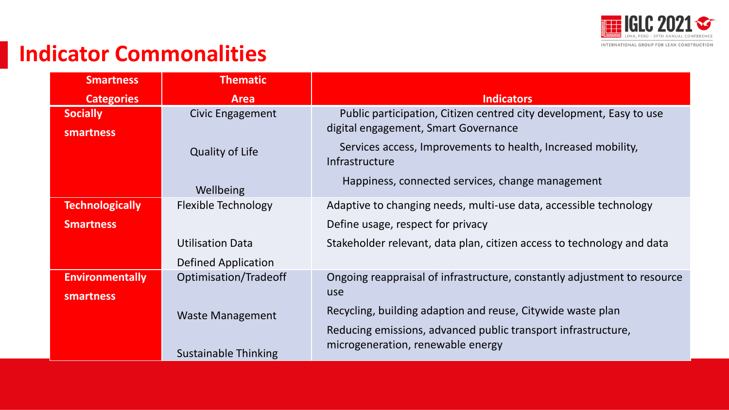## Indicator Commonalities

| Smartness Categories | Thematic Area | Indicators |
|---|---|---|
| **Socially smartness** | Civic Engagement | Public participation, Citizen centred city development, Easy to use digital engagement, Smart Governance |
| | Quality of Life | Services access, Improvements to health, Increased mobility, Infrastructure |
| | Wellbeing | Happiness, connected services, change management |
| **Technologically Smartness** | Flexible Technology | Adaptive to changing needs, multi-use data, accessible technology |
| | | Define usage, respect for privacy |
| | Utilisation Data | Stakeholder relevant, data plan, citizen access to technology and data |
| | Defined Application | |
| **Environmentally smartness** | Optimisation/Tradeoff | Ongoing reappraisal of infrastructure, constantly adjustment to resource use |
| | Waste Management | Recycling, building adaption and reuse, Citywide waste plan |
| | Sustainable Thinking | Reducing emissions, advanced public transport infrastructure, microgeneration, renewable energy |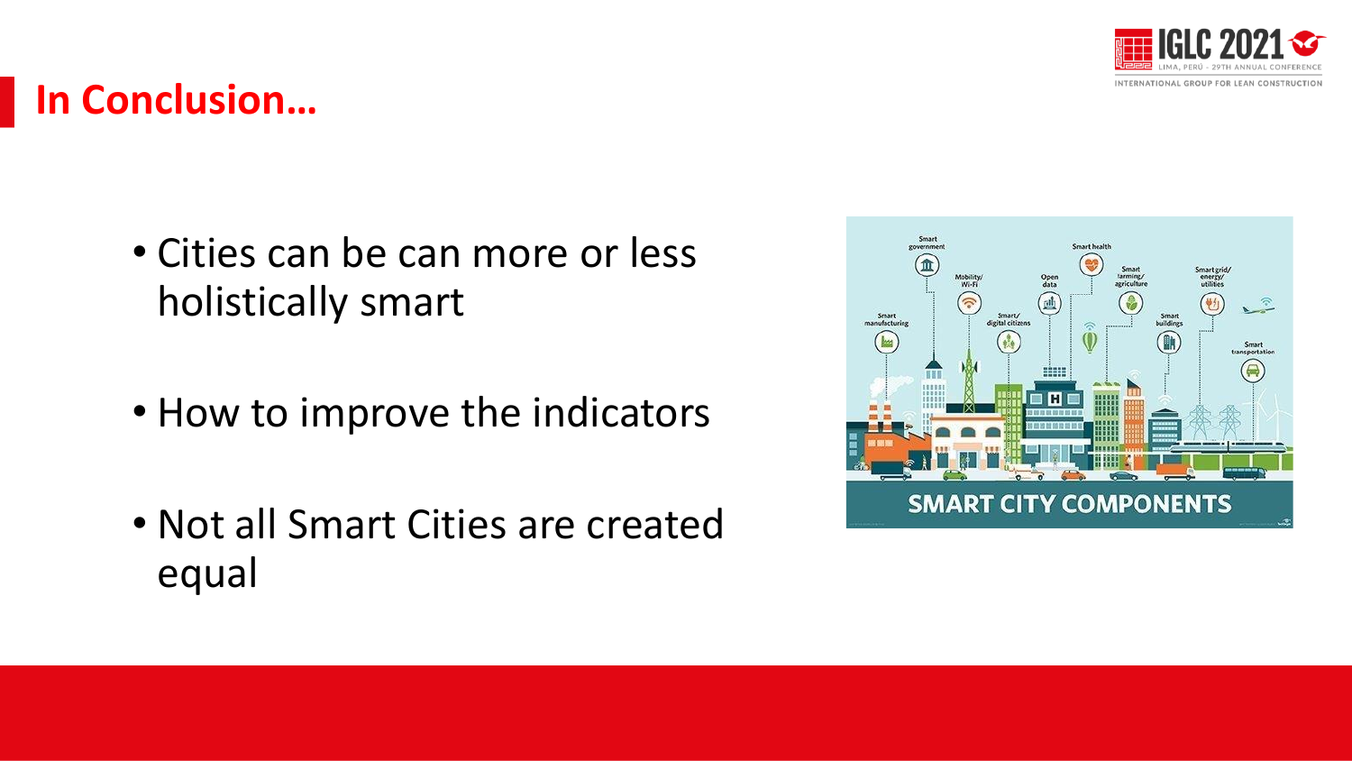# In Conclusion…

- Cities can be can more or less holistically smart
- How to improve the indicators
- Not all Smart Cities are created equal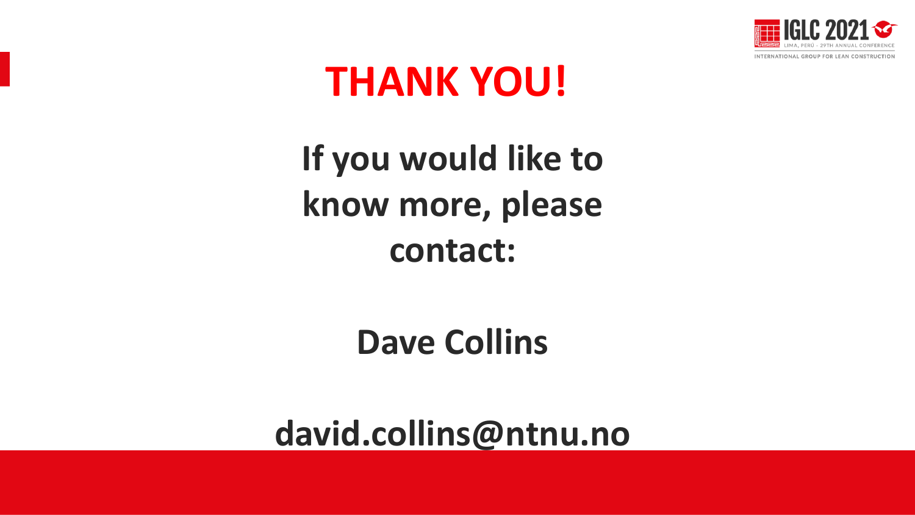# THANK YOU!

**If you would like to know more, please contact:**

**Dave Collins**

**david.collins@ntnu.no**